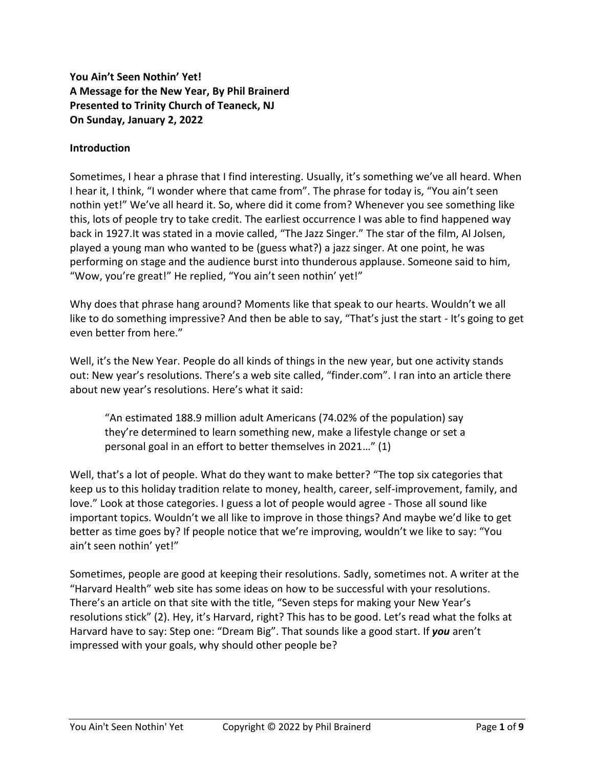**You Ain't Seen Nothin' Yet!**
**A Message for the New Year, By Phil Brainerd**
**Presented to Trinity Church of Teaneck, NJ**
**On Sunday, January 2, 2022**

**Introduction**

Sometimes, I hear a phrase that I find interesting. Usually, it's something we've all heard. When I hear it, I think, "I wonder where that came from". The phrase for today is, "You ain't seen nothin yet!" We've all heard it. So, where did it come from? Whenever you see something like this, lots of people try to take credit. The earliest occurrence I was able to find happened way back in 1927.It was stated in a movie called, "The Jazz Singer." The star of the film, Al Jolsen, played a young man who wanted to be (guess what?) a jazz singer. At one point, he was performing on stage and the audience burst into thunderous applause. Someone said to him, "Wow, you're great!" He replied, "You ain't seen nothin' yet!"

Why does that phrase hang around? Moments like that speak to our hearts. Wouldn't we all like to do something impressive? And then be able to say, "That's just the start - It's going to get even better from here."

Well, it's the New Year. People do all kinds of things in the new year, but one activity stands out: New year's resolutions. There's a web site called, "finder.com". I ran into an article there about new year's resolutions. Here's what it said:

> "An estimated 188.9 million adult Americans (74.02% of the population) say they're determined to learn something new, make a lifestyle change or set a personal goal in an effort to better themselves in 2021…" (1)

Well, that's a lot of people. What do they want to make better? "The top six categories that keep us to this holiday tradition relate to money, health, career, self-improvement, family, and love." Look at those categories. I guess a lot of people would agree - Those all sound like important topics. Wouldn't we all like to improve in those things? And maybe we'd like to get better as time goes by? If people notice that we're improving, wouldn't we like to say: "You ain't seen nothin' yet!"

Sometimes, people are good at keeping their resolutions. Sadly, sometimes not. A writer at the "Harvard Health" web site has some ideas on how to be successful with your resolutions. There's an article on that site with the title, "Seven steps for making your New Year's resolutions stick" (2). Hey, it's Harvard, right? This has to be good. Let's read what the folks at Harvard have to say: Step one: "Dream Big". That sounds like a good start. If ***you*** aren't impressed with your goals, why should other people be?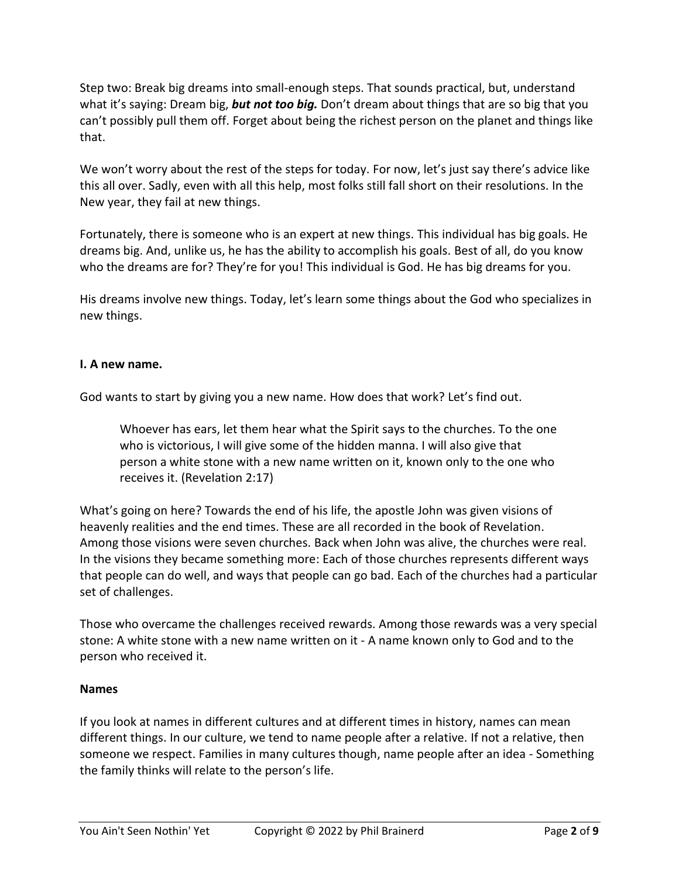Step two: Break big dreams into small-enough steps. That sounds practical, but, understand what it's saying: Dream big, ***but not too big.*** Don't dream about things that are so big that you can't possibly pull them off. Forget about being the richest person on the planet and things like that.

We won't worry about the rest of the steps for today. For now, let's just say there's advice like this all over. Sadly, even with all this help, most folks still fall short on their resolutions. In the New year, they fail at new things.

Fortunately, there is someone who is an expert at new things. This individual has big goals. He dreams big. And, unlike us, he has the ability to accomplish his goals. Best of all, do you know who the dreams are for? They're for you! This individual is God. He has big dreams for you.

His dreams involve new things. Today, let's learn some things about the God who specializes in new things.

**I. A new name.**

God wants to start by giving you a new name. How does that work? Let's find out.

> Whoever has ears, let them hear what the Spirit says to the churches. To the one who is victorious, I will give some of the hidden manna. I will also give that person a white stone with a new name written on it, known only to the one who receives it. (Revelation 2:17)

What's going on here? Towards the end of his life, the apostle John was given visions of heavenly realities and the end times. These are all recorded in the book of Revelation. Among those visions were seven churches. Back when John was alive, the churches were real. In the visions they became something more: Each of those churches represents different ways that people can do well, and ways that people can go bad. Each of the churches had a particular set of challenges.

Those who overcame the challenges received rewards. Among those rewards was a very special stone: A white stone with a new name written on it - A name known only to God and to the person who received it.

**Names**

If you look at names in different cultures and at different times in history, names can mean different things. In our culture, we tend to name people after a relative. If not a relative, then someone we respect. Families in many cultures though, name people after an idea - Something the family thinks will relate to the person's life.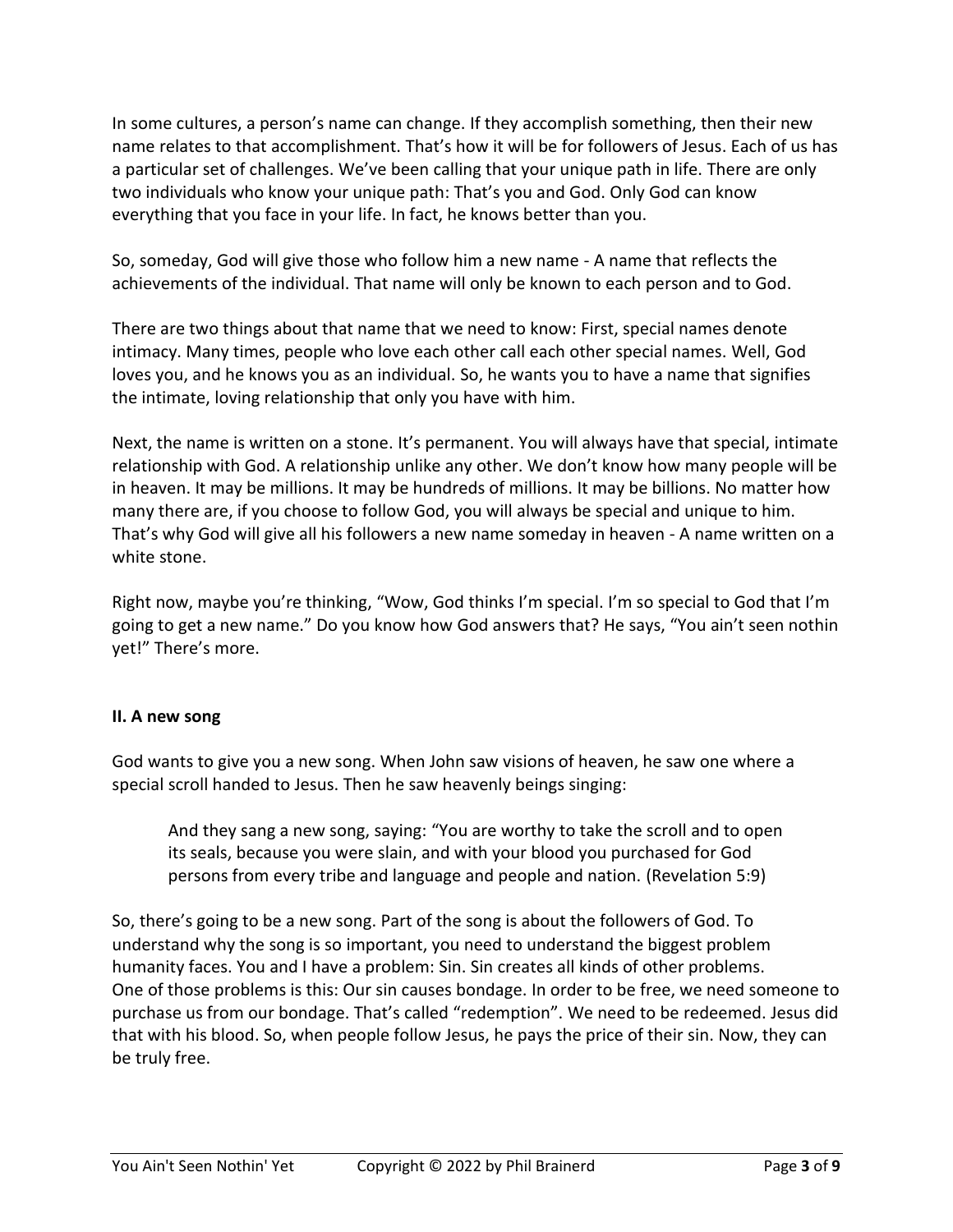In some cultures, a person's name can change. If they accomplish something, then their new name relates to that accomplishment. That's how it will be for followers of Jesus. Each of us has a particular set of challenges. We've been calling that your unique path in life. There are only two individuals who know your unique path: That's you and God. Only God can know everything that you face in your life. In fact, he knows better than you.

So, someday, God will give those who follow him a new name - A name that reflects the achievements of the individual. That name will only be known to each person and to God.

There are two things about that name that we need to know: First, special names denote intimacy. Many times, people who love each other call each other special names. Well, God loves you, and he knows you as an individual. So, he wants you to have a name that signifies the intimate, loving relationship that only you have with him.

Next, the name is written on a stone. It's permanent. You will always have that special, intimate relationship with God. A relationship unlike any other. We don't know how many people will be in heaven. It may be millions. It may be hundreds of millions. It may be billions. No matter how many there are, if you choose to follow God, you will always be special and unique to him. That's why God will give all his followers a new name someday in heaven - A name written on a white stone.

Right now, maybe you're thinking, "Wow, God thinks I'm special. I'm so special to God that I'm going to get a new name." Do you know how God answers that? He says, "You ain't seen nothin yet!" There's more.

**II. A new song**

God wants to give you a new song. When John saw visions of heaven, he saw one where a special scroll handed to Jesus. Then he saw heavenly beings singing:

> And they sang a new song, saying: "You are worthy to take the scroll and to open its seals, because you were slain, and with your blood you purchased for God persons from every tribe and language and people and nation. (Revelation 5:9)

So, there's going to be a new song. Part of the song is about the followers of God. To understand why the song is so important, you need to understand the biggest problem humanity faces. You and I have a problem: Sin. Sin creates all kinds of other problems. One of those problems is this: Our sin causes bondage. In order to be free, we need someone to purchase us from our bondage. That's called "redemption". We need to be redeemed. Jesus did that with his blood. So, when people follow Jesus, he pays the price of their sin. Now, they can be truly free.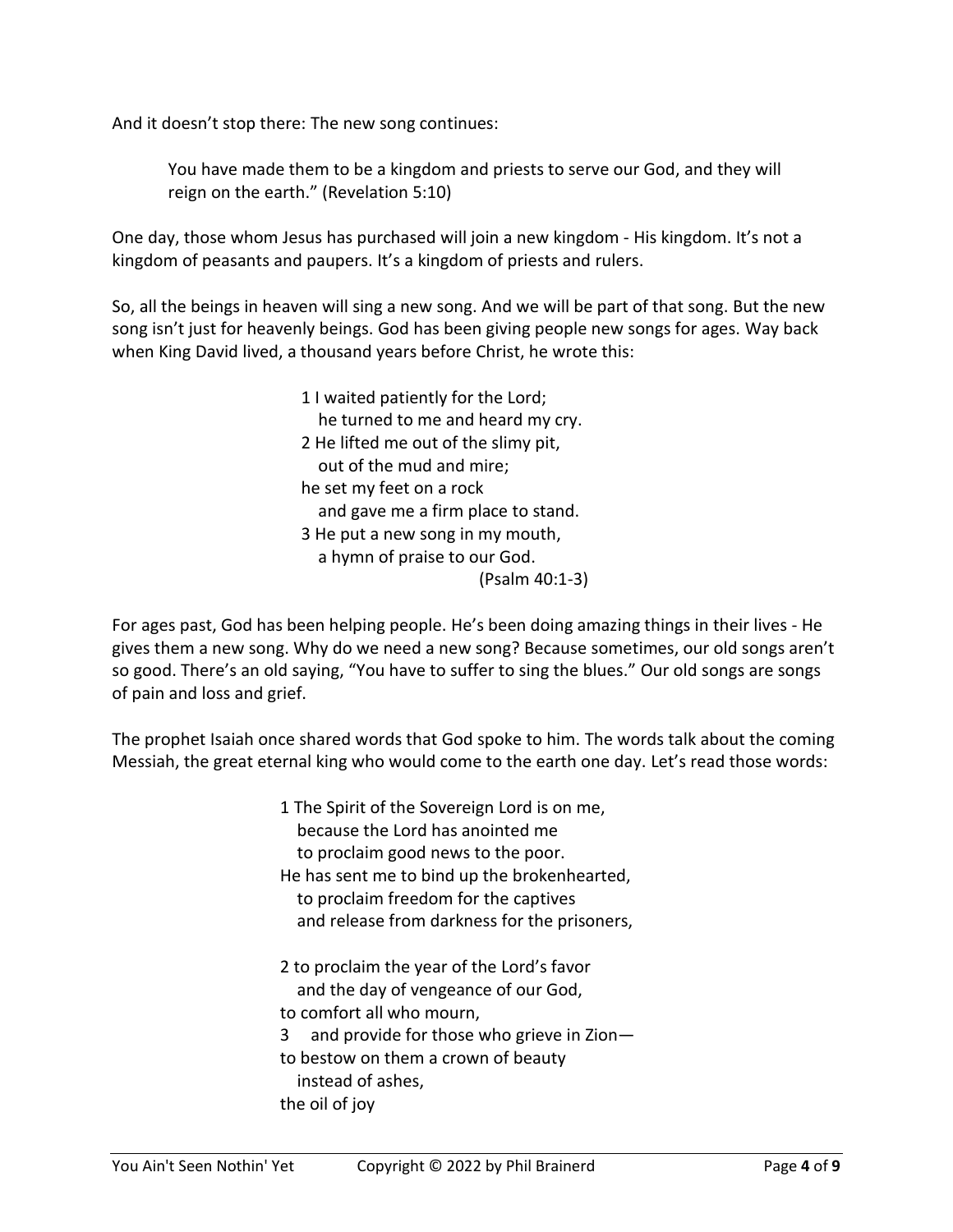And it doesn't stop there: The new song continues:

> You have made them to be a kingdom and priests to serve our God, and they will reign on the earth." (Revelation 5:10)

One day, those whom Jesus has purchased will join a new kingdom - His kingdom. It's not a kingdom of peasants and paupers. It's a kingdom of priests and rulers.

So, all the beings in heaven will sing a new song. And we will be part of that song. But the new song isn't just for heavenly beings. God has been giving people new songs for ages. Way back when King David lived, a thousand years before Christ, he wrote this:

> 1 I waited patiently for the Lord;
> he turned to me and heard my cry.
> 2 He lifted me out of the slimy pit,
> out of the mud and mire;
> he set my feet on a rock
> and gave me a firm place to stand.
> 3 He put a new song in my mouth,
> a hymn of praise to our God.
> (Psalm 40:1-3)

For ages past, God has been helping people. He's been doing amazing things in their lives - He gives them a new song. Why do we need a new song? Because sometimes, our old songs aren't so good. There's an old saying, "You have to suffer to sing the blues." Our old songs are songs of pain and loss and grief.

The prophet Isaiah once shared words that God spoke to him. The words talk about the coming Messiah, the great eternal king who would come to the earth one day. Let's read those words:

> 1 The Spirit of the Sovereign Lord is on me,
> because the Lord has anointed me
> to proclaim good news to the poor.
> He has sent me to bind up the brokenhearted,
> to proclaim freedom for the captives
> and release from darkness for the prisoners,
>
> 2 to proclaim the year of the Lord's favor
> and the day of vengeance of our God,
> to comfort all who mourn,
> 3 and provide for those who grieve in Zion—
> to bestow on them a crown of beauty
> instead of ashes,
> the oil of joy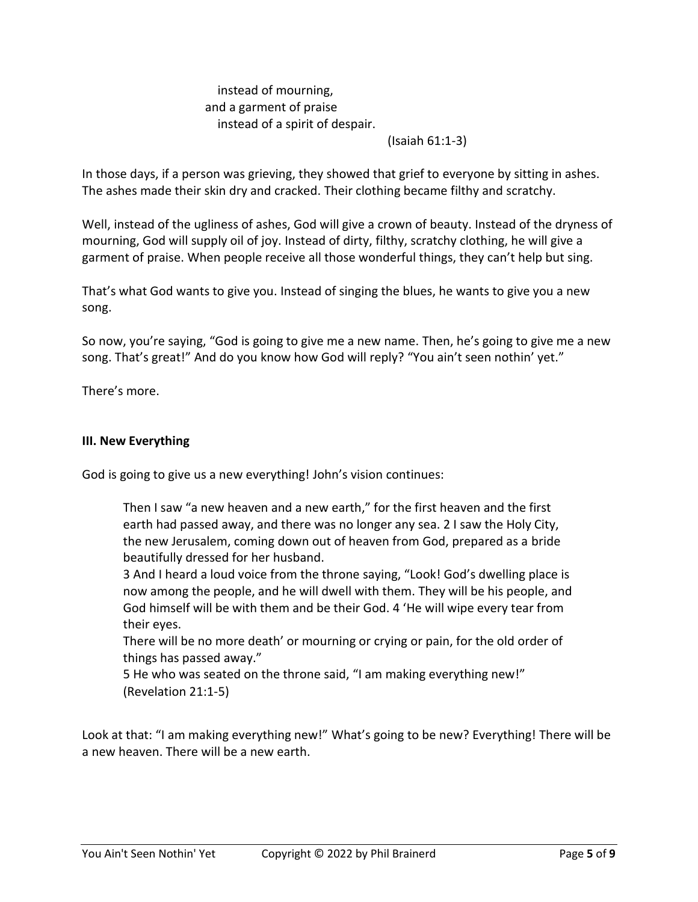instead of mourning,
and a garment of praise
instead of a spirit of despair.
(Isaiah 61:1-3)

In those days, if a person was grieving, they showed that grief to everyone by sitting in ashes. The ashes made their skin dry and cracked. Their clothing became filthy and scratchy.

Well, instead of the ugliness of ashes, God will give a crown of beauty. Instead of the dryness of mourning, God will supply oil of joy. Instead of dirty, filthy, scratchy clothing, he will give a garment of praise. When people receive all those wonderful things, they can't help but sing.

That's what God wants to give you. Instead of singing the blues, he wants to give you a new song.

So now, you're saying, "God is going to give me a new name. Then, he's going to give me a new song. That's great!" And do you know how God will reply? "You ain't seen nothin' yet."

There's more.

### III. New Everything

God is going to give us a new everything! John's vision continues:

> Then I saw "a new heaven and a new earth," for the first heaven and the first earth had passed away, and there was no longer any sea. 2 I saw the Holy City, the new Jerusalem, coming down out of heaven from God, prepared as a bride beautifully dressed for her husband.
> 3 And I heard a loud voice from the throne saying, "Look! God's dwelling place is now among the people, and he will dwell with them. They will be his people, and God himself will be with them and be their God. 4 'He will wipe every tear from their eyes.
> There will be no more death' or mourning or crying or pain, for the old order of things has passed away."
> 5 He who was seated on the throne said, "I am making everything new!"
> (Revelation 21:1-5)

Look at that: "I am making everything new!" What's going to be new? Everything! There will be a new heaven. There will be a new earth.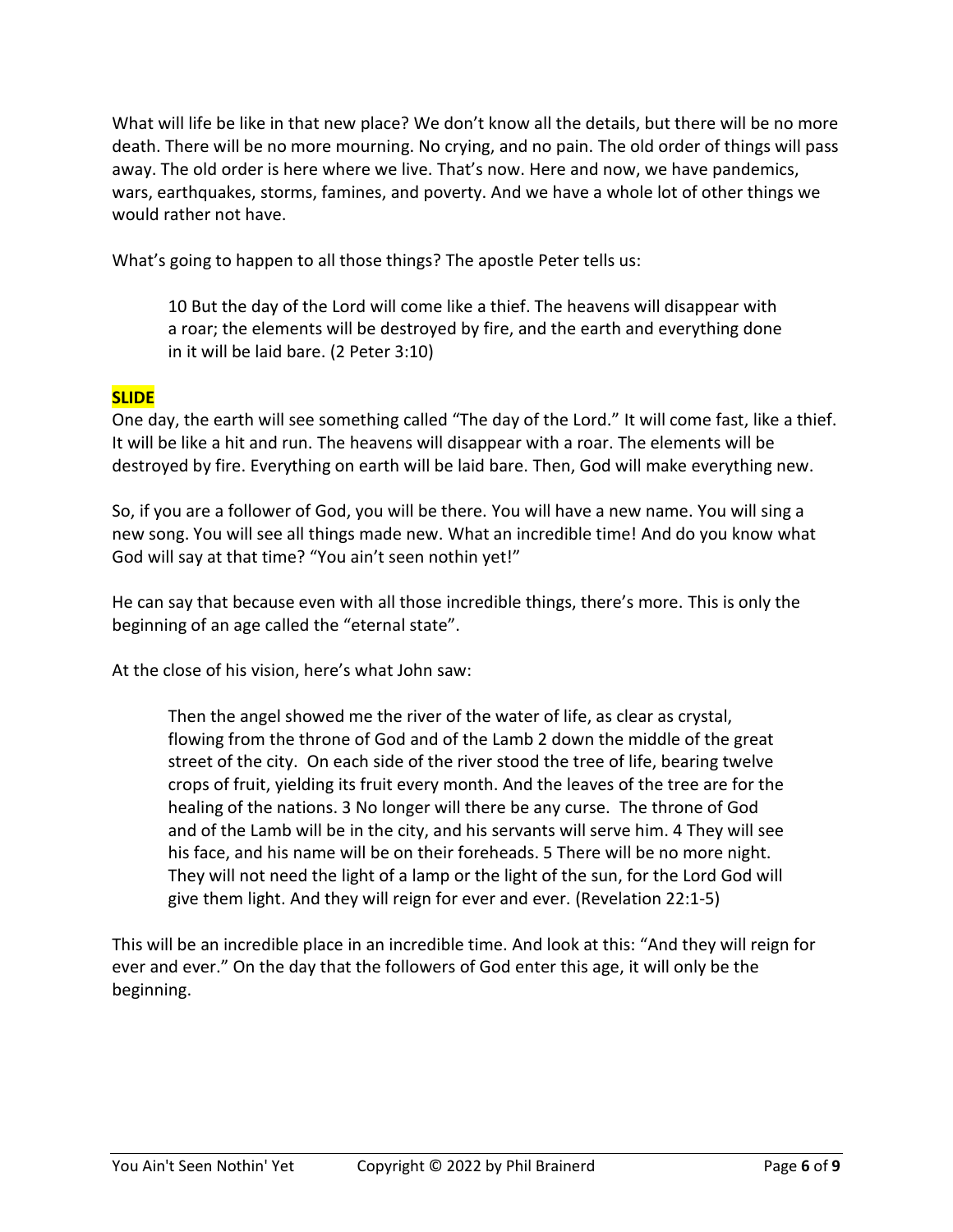What will life be like in that new place? We don't know all the details, but there will be no more death. There will be no more mourning. No crying, and no pain. The old order of things will pass away. The old order is here where we live. That's now. Here and now, we have pandemics, wars, earthquakes, storms, famines, and poverty. And we have a whole lot of other things we would rather not have.

What's going to happen to all those things? The apostle Peter tells us:

> 10 But the day of the Lord will come like a thief. The heavens will disappear with a roar; the elements will be destroyed by fire, and the earth and everything done in it will be laid bare. (2 Peter 3:10)

**SLIDE**

One day, the earth will see something called "The day of the Lord." It will come fast, like a thief. It will be like a hit and run. The heavens will disappear with a roar. The elements will be destroyed by fire. Everything on earth will be laid bare. Then, God will make everything new.

So, if you are a follower of God, you will be there. You will have a new name. You will sing a new song. You will see all things made new. What an incredible time! And do you know what God will say at that time? "You ain't seen nothin yet!"

He can say that because even with all those incredible things, there's more. This is only the beginning of an age called the "eternal state".

At the close of his vision, here's what John saw:

> Then the angel showed me the river of the water of life, as clear as crystal, flowing from the throne of God and of the Lamb 2 down the middle of the great street of the city. On each side of the river stood the tree of life, bearing twelve crops of fruit, yielding its fruit every month. And the leaves of the tree are for the healing of the nations. 3 No longer will there be any curse. The throne of God and of the Lamb will be in the city, and his servants will serve him. 4 They will see his face, and his name will be on their foreheads. 5 There will be no more night. They will not need the light of a lamp or the light of the sun, for the Lord God will give them light. And they will reign for ever and ever. (Revelation 22:1-5)

This will be an incredible place in an incredible time. And look at this: "And they will reign for ever and ever." On the day that the followers of God enter this age, it will only be the beginning.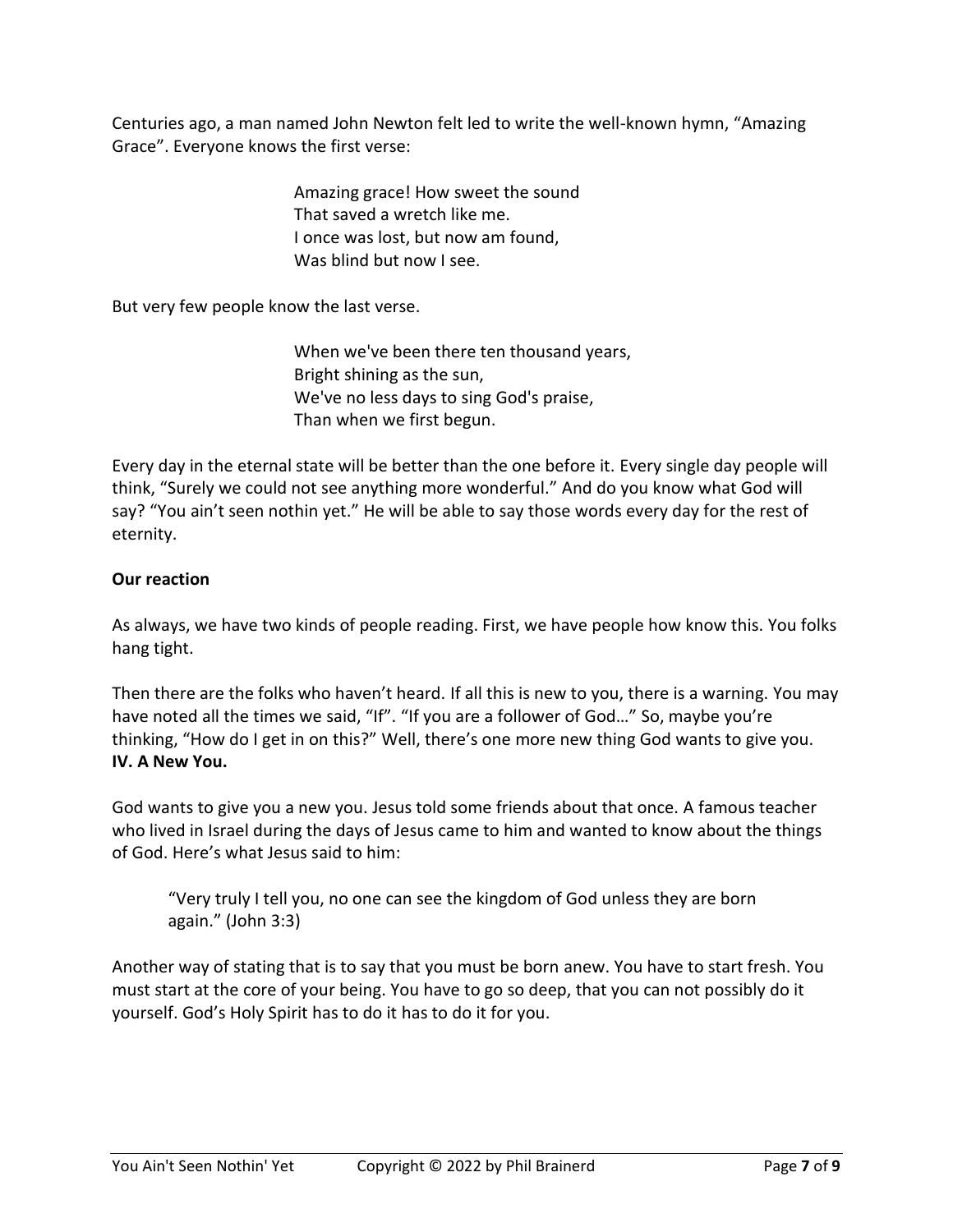Centuries ago, a man named John Newton felt led to write the well-known hymn, "Amazing Grace". Everyone knows the first verse:

> Amazing grace! How sweet the sound
> That saved a wretch like me.
> I once was lost, but now am found,
> Was blind but now I see.

But very few people know the last verse.

> When we've been there ten thousand years,
> Bright shining as the sun,
> We've no less days to sing God's praise,
> Than when we first begun.

Every day in the eternal state will be better than the one before it. Every single day people will think, "Surely we could not see anything more wonderful." And do you know what God will say? "You ain't seen nothin yet." He will be able to say those words every day for the rest of eternity.

**Our reaction**

As always, we have two kinds of people reading. First, we have people how know this. You folks hang tight.

Then there are the folks who haven't heard. If all this is new to you, there is a warning. You may have noted all the times we said, "If". "If you are a follower of God…" So, maybe you're thinking, "How do I get in on this?" Well, there's one more new thing God wants to give you.
**IV. A New You.**

God wants to give you a new you. Jesus told some friends about that once. A famous teacher who lived in Israel during the days of Jesus came to him and wanted to know about the things of God. Here's what Jesus said to him:

> "Very truly I tell you, no one can see the kingdom of God unless they are born again." (John 3:3)

Another way of stating that is to say that you must be born anew. You have to start fresh. You must start at the core of your being. You have to go so deep, that you can not possibly do it yourself. God's Holy Spirit has to do it has to do it for you.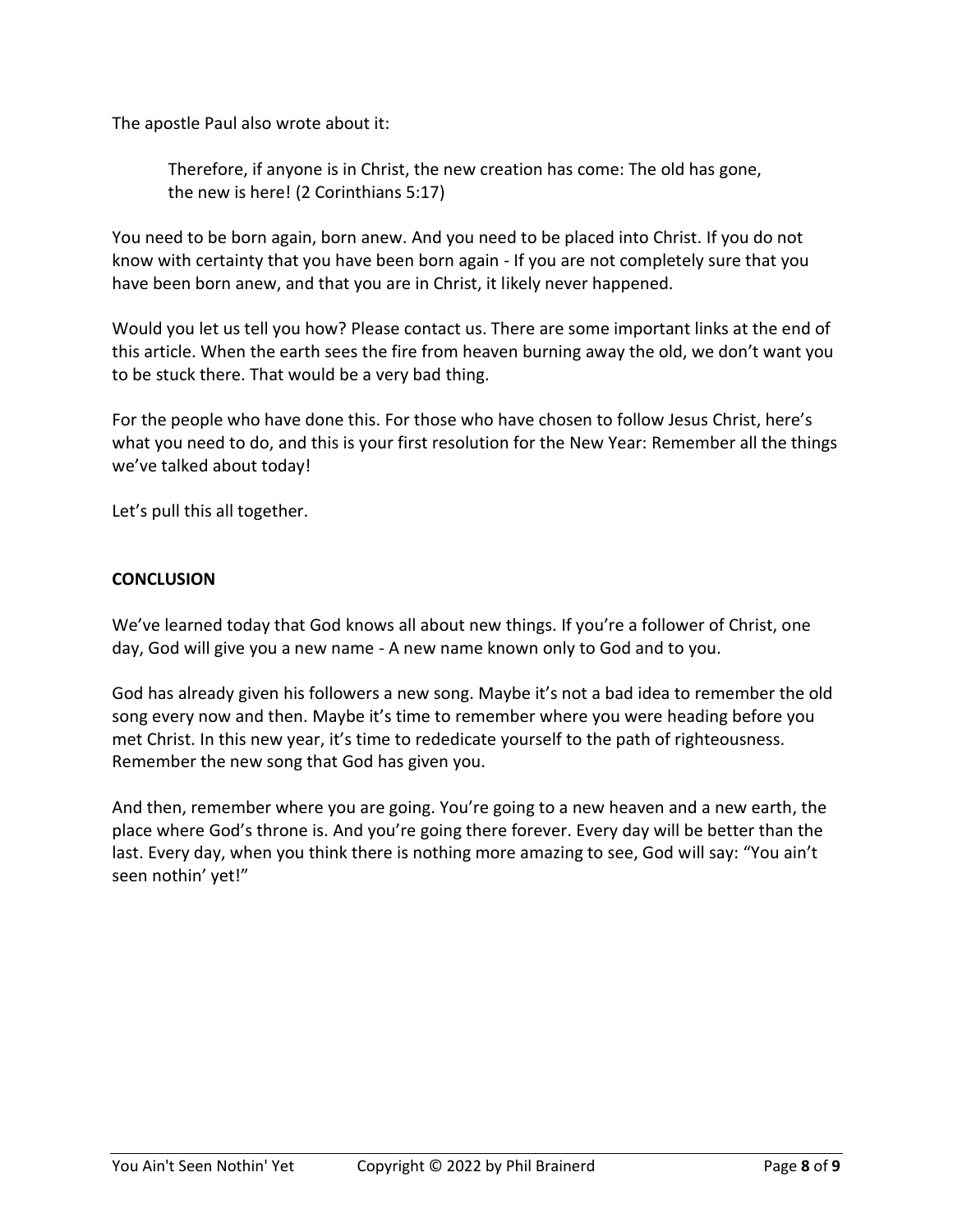The apostle Paul also wrote about it:

> Therefore, if anyone is in Christ, the new creation has come: The old has gone, the new is here! (2 Corinthians 5:17)

You need to be born again, born anew. And you need to be placed into Christ. If you do not know with certainty that you have been born again - If you are not completely sure that you have been born anew, and that you are in Christ, it likely never happened.

Would you let us tell you how? Please contact us. There are some important links at the end of this article. When the earth sees the fire from heaven burning away the old, we don't want you to be stuck there. That would be a very bad thing.

For the people who have done this. For those who have chosen to follow Jesus Christ, here's what you need to do, and this is your first resolution for the New Year: Remember all the things we've talked about today!

Let's pull this all together.

**CONCLUSION**

We've learned today that God knows all about new things. If you're a follower of Christ, one day, God will give you a new name - A new name known only to God and to you.

God has already given his followers a new song. Maybe it's not a bad idea to remember the old song every now and then. Maybe it's time to remember where you were heading before you met Christ. In this new year, it's time to rededicate yourself to the path of righteousness. Remember the new song that God has given you.

And then, remember where you are going. You're going to a new heaven and a new earth, the place where God's throne is. And you're going there forever. Every day will be better than the last. Every day, when you think there is nothing more amazing to see, God will say: "You ain't seen nothin' yet!"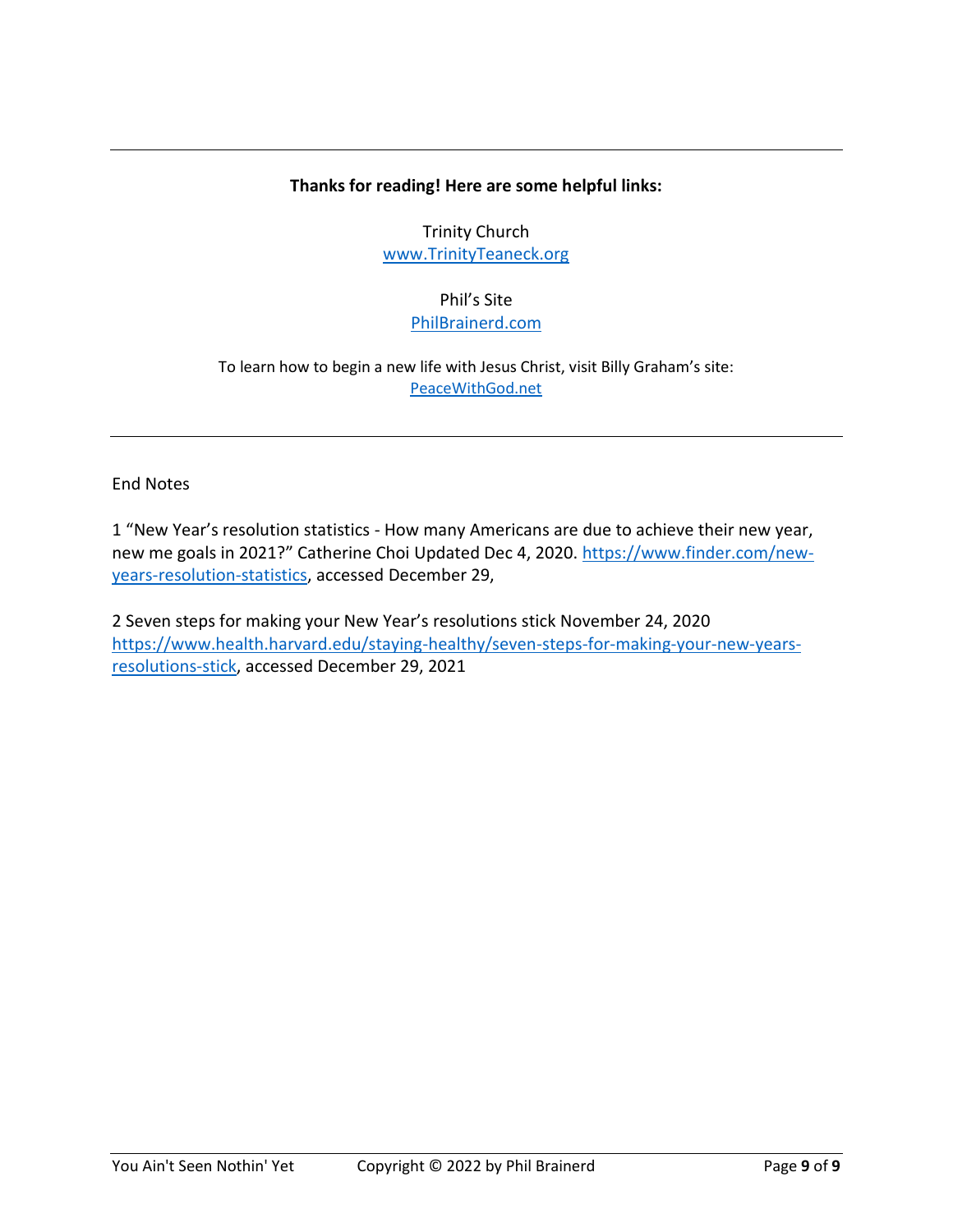---

**Thanks for reading! Here are some helpful links:**

Trinity Church
[www.TrinityTeaneck.org](http://www.TrinityTeaneck.org)

Phil's Site
[PhilBrainerd.com](http://PhilBrainerd.com)

To learn how to begin a new life with Jesus Christ, visit Billy Graham's site:
[PeaceWithGod.net](http://PeaceWithGod.net)

---

End Notes

1 "New Year's resolution statistics - How many Americans are due to achieve their new year, new me goals in 2021?" Catherine Choi Updated Dec 4, 2020. [https://www.finder.com/new-years-resolution-statistics](https://www.finder.com/new-years-resolution-statistics), accessed December 29,

2 Seven steps for making your New Year's resolutions stick November 24, 2020 [https://www.health.harvard.edu/staying-healthy/seven-steps-for-making-your-new-years-resolutions-stick](https://www.health.harvard.edu/staying-healthy/seven-steps-for-making-your-new-years-resolutions-stick), accessed December 29, 2021